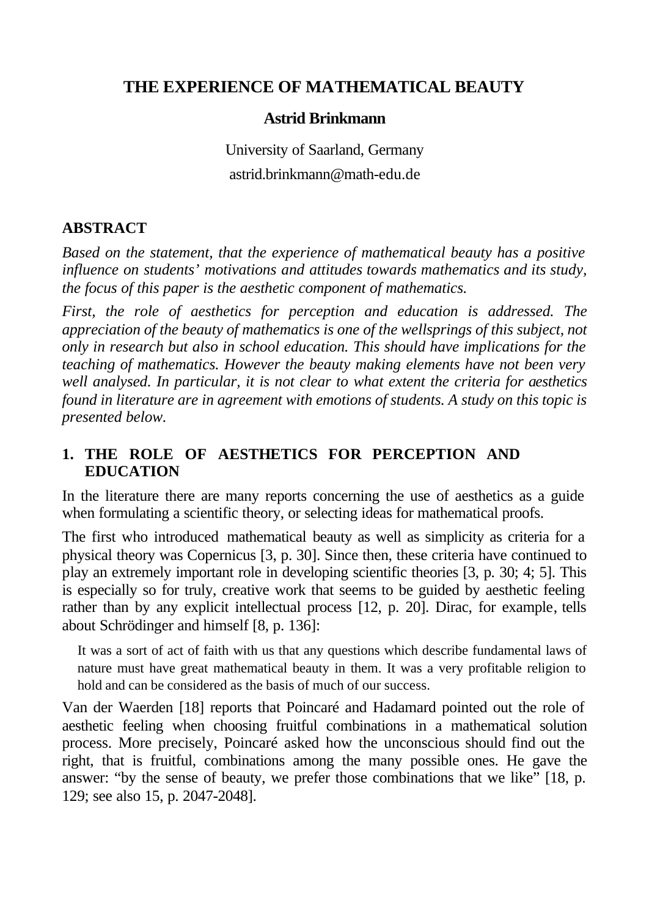# THE EXPERIENCE OF MATHEMATICAL BEAUTY

**Astrid Brinkmann**

University of Saarland, Germany

astrid.brinkmann@math-edu.de

## ABSTRACT

*Based on the statement, that the experience of mathematical beauty has a positive influence on students' motivations and attitudes towards mathematics and its study, the focus of this paper is the aesthetic component of mathematics.*

*First, the role of aesthetics for perception and education is addressed. The appreciation of the beauty of mathematics is one of the wellsprings of this subject, not only in research but also in school education. This should have implications for the teaching of mathematics. However the beauty making elements have not been very well analysed. In particular, it is not clear to what extent the criteria for aesthetics found in literature are in agreement with emotions of students. A study on this topic is presented below.*

## 1. THE ROLE OF AESTHETICS FOR PERCEPTION AND EDUCATION

In the literature there are many reports concerning the use of aesthetics as a guide when formulating a scientific theory, or selecting ideas for mathematical proofs.

The first who introduced mathematical beauty as well as simplicity as criteria for a physical theory was Copernicus [3, p. 30]. Since then, these criteria have continued to play an extremely important role in developing scientific theories [3, p. 30; 4; 5]. This is especially so for truly, creative work that seems to be guided by aesthetic feeling rather than by any explicit intellectual process [12, p. 20]. Dirac, for example, tells about Schrödinger and himself [8, p. 136]:

> It was a sort of act of faith with us that any questions which describe fundamental laws of nature must have great mathematical beauty in them. It was a very profitable religion to hold and can be considered as the basis of much of our success.

Van der Waerden [18] reports that Poincaré and Hadamard pointed out the role of aesthetic feeling when choosing fruitful combinations in a mathematical solution process. More precisely, Poincaré asked how the unconscious should find out the right, that is fruitful, combinations among the many possible ones. He gave the answer: "by the sense of beauty, we prefer those combinations that we like" [18, p. 129; see also 15, p. 2047-2048].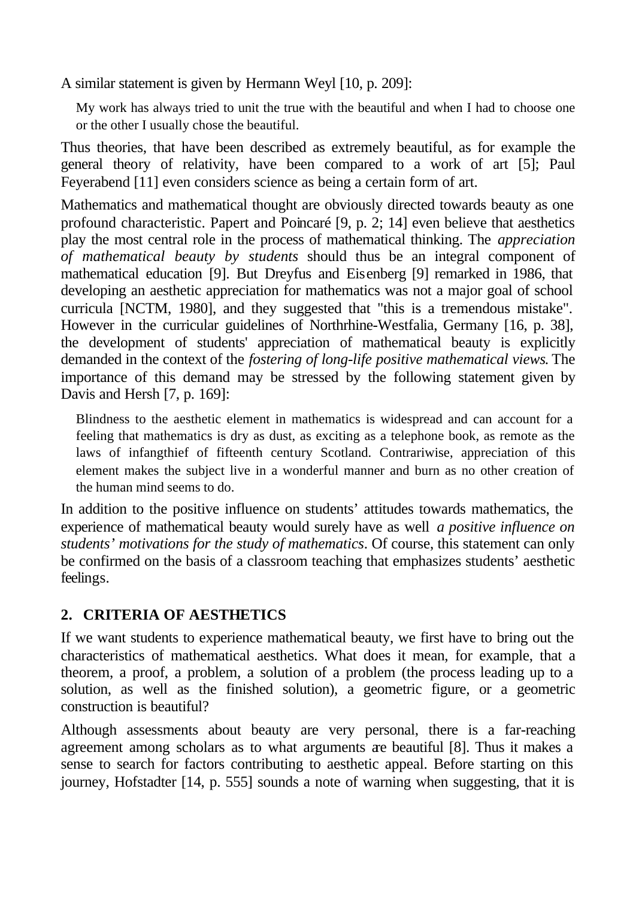A similar statement is given by Hermann Weyl [10, p. 209]:

> My work has always tried to unit the true with the beautiful and when I had to choose one or the other I usually chose the beautiful.

Thus theories, that have been described as extremely beautiful, as for example the general theory of relativity, have been compared to a work of art [5]; Paul Feyerabend [11] even considers science as being a certain form of art.

Mathematics and mathematical thought are obviously directed towards beauty as one profound characteristic. Papert and Poincaré [9, p. 2; 14] even believe that aesthetics play the most central role in the process of mathematical thinking. The *appreciation of mathematical beauty by students* should thus be an integral component of mathematical education [9]. But Dreyfus and Eisenberg [9] remarked in 1986, that developing an aesthetic appreciation for mathematics was not a major goal of school curricula [NCTM, 1980], and they suggested that "this is a tremendous mistake". However in the curricular guidelines of Northrhine-Westfalia, Germany [16, p. 38], the development of students' appreciation of mathematical beauty is explicitly demanded in the context of the *fostering of long-life positive mathematical views*. The importance of this demand may be stressed by the following statement given by Davis and Hersh [7, p. 169]:

> Blindness to the aesthetic element in mathematics is widespread and can account for a feeling that mathematics is dry as dust, as exciting as a telephone book, as remote as the laws of infangthief of fifteenth century Scotland. Contrariwise, appreciation of this element makes the subject live in a wonderful manner and burn as no other creation of the human mind seems to do.

In addition to the positive influence on students' attitudes towards mathematics, the experience of mathematical beauty would surely have as well *a positive influence on students' motivations for the study of mathematics*. Of course, this statement can only be confirmed on the basis of a classroom teaching that emphasizes students' aesthetic feelings.

## 2. CRITERIA OF AESTHETICS

If we want students to experience mathematical beauty, we first have to bring out the characteristics of mathematical aesthetics. What does it mean, for example, that a theorem, a proof, a problem, a solution of a problem (the process leading up to a solution, as well as the finished solution), a geometric figure, or a geometric construction is beautiful?

Although assessments about beauty are very personal, there is a far-reaching agreement among scholars as to what arguments are beautiful [8]. Thus it makes a sense to search for factors contributing to aesthetic appeal. Before starting on this journey, Hofstadter [14, p. 555] sounds a note of warning when suggesting, that it is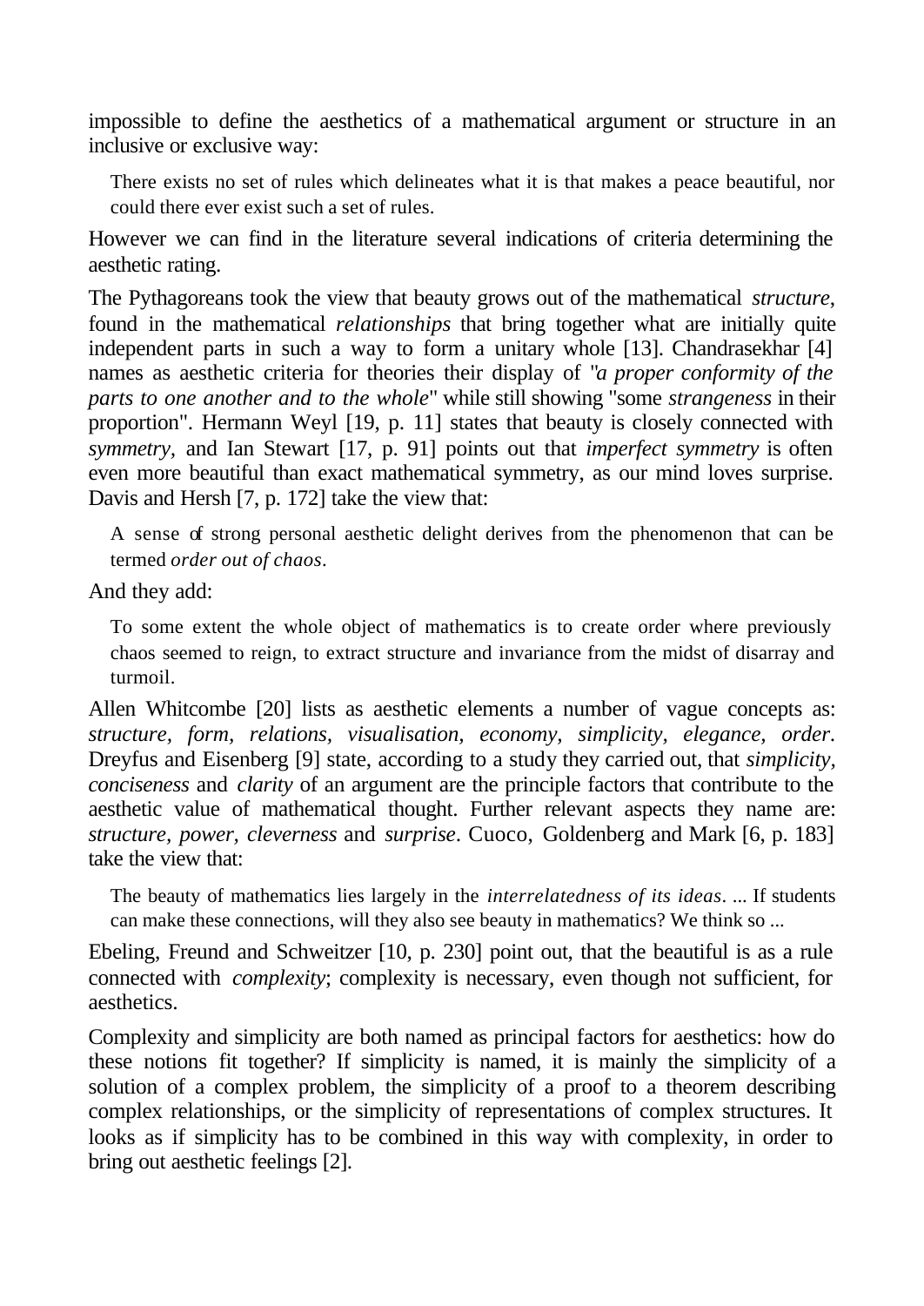impossible to define the aesthetics of a mathematical argument or structure in an inclusive or exclusive way:

> There exists no set of rules which delineates what it is that makes a peace beautiful, nor could there ever exist such a set of rules.

However we can find in the literature several indications of criteria determining the aesthetic rating.

The Pythagoreans took the view that beauty grows out of the mathematical *structure*, found in the mathematical *relationships* that bring together what are initially quite independent parts in such a way to form a unitary whole [13]. Chandrasekhar [4] names as aesthetic criteria for theories their display of "*a proper conformity of the parts to one another and to the whole*" while still showing "some *strangeness* in their proportion". Hermann Weyl [19, p. 11] states that beauty is closely connected with *symmetry*, and Ian Stewart [17, p. 91] points out that *imperfect symmetry* is often even more beautiful than exact mathematical symmetry, as our mind loves surprise. Davis and Hersh [7, p. 172] take the view that:

> A sense of strong personal aesthetic delight derives from the phenomenon that can be termed *order out of chaos*.

And they add:

> To some extent the whole object of mathematics is to create order where previously chaos seemed to reign, to extract structure and invariance from the midst of disarray and turmoil.

Allen Whitcombe [20] lists as aesthetic elements a number of vague concepts as: *structure, form, relations, visualisation, economy, simplicity, elegance, order*. Dreyfus and Eisenberg [9] state, according to a study they carried out, that *simplicity, conciseness* and *clarity* of an argument are the principle factors that contribute to the aesthetic value of mathematical thought. Further relevant aspects they name are: *structure, power, cleverness* and *surprise*. Cuoco, Goldenberg and Mark [6, p. 183] take the view that:

> The beauty of mathematics lies largely in the *interrelatedness of its ideas*. ... If students can make these connections, will they also see beauty in mathematics? We think so ...

Ebeling, Freund and Schweitzer [10, p. 230] point out, that the beautiful is as a rule connected with *complexity*; complexity is necessary, even though not sufficient, for aesthetics.

Complexity and simplicity are both named as principal factors for aesthetics: how do these notions fit together? If simplicity is named, it is mainly the simplicity of a solution of a complex problem, the simplicity of a proof to a theorem describing complex relationships, or the simplicity of representations of complex structures. It looks as if simplicity has to be combined in this way with complexity, in order to bring out aesthetic feelings [2].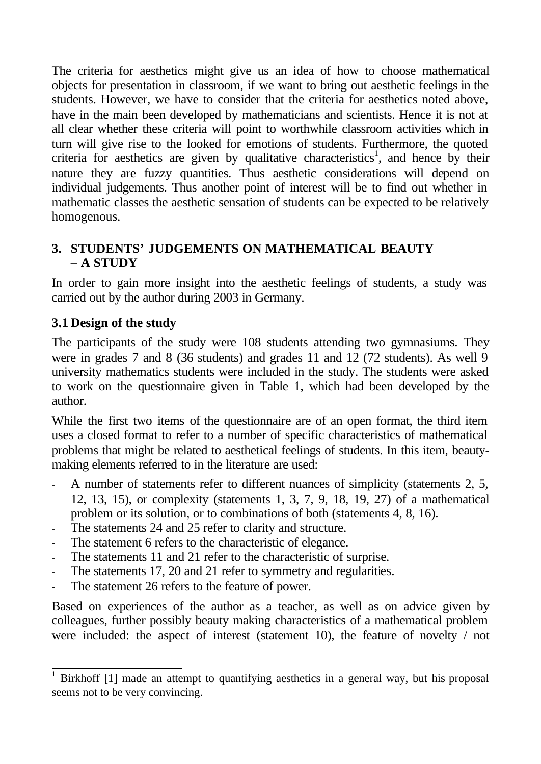The criteria for aesthetics might give us an idea of how to choose mathematical objects for presentation in classroom, if we want to bring out aesthetic feelings in the students. However, we have to consider that the criteria for aesthetics noted above, have in the main been developed by mathematicians and scientists. Hence it is not at all clear whether these criteria will point to worthwhile classroom activities which in turn will give rise to the looked for emotions of students. Furthermore, the quoted criteria for aesthetics are given by qualitative characteristics[1], and hence by their nature they are fuzzy quantities. Thus aesthetic considerations will depend on individual judgements. Thus another point of interest will be to find out whether in mathematic classes the aesthetic sensation of students can be expected to be relatively homogenous.

## 3. STUDENTS' JUDGEMENTS ON MATHEMATICAL BEAUTY – A STUDY

In order to gain more insight into the aesthetic feelings of students, a study was carried out by the author during 2003 in Germany.

### 3.1 Design of the study

The participants of the study were 108 students attending two gymnasiums. They were in grades 7 and 8 (36 students) and grades 11 and 12 (72 students). As well 9 university mathematics students were included in the study. The students were asked to work on the questionnaire given in Table 1, which had been developed by the author.

While the first two items of the questionnaire are of an open format, the third item uses a closed format to refer to a number of specific characteristics of mathematical problems that might be related to aesthetical feelings of students. In this item, beauty-making elements referred to in the literature are used:

- A number of statements refer to different nuances of simplicity (statements 2, 5, 12, 13, 15), or complexity (statements 1, 3, 7, 9, 18, 19, 27) of a mathematical problem or its solution, or to combinations of both (statements 4, 8, 16).
- The statements 24 and 25 refer to clarity and structure.
- The statement 6 refers to the characteristic of elegance.
- The statements 11 and 21 refer to the characteristic of surprise.
- The statements 17, 20 and 21 refer to symmetry and regularities.
- The statement 26 refers to the feature of power.

Based on experiences of the author as a teacher, as well as on advice given by colleagues, further possibly beauty making characteristics of a mathematical problem were included: the aspect of interest (statement 10), the feature of novelty / not

---

[1] Birkhoff [1] made an attempt to quantifying aesthetics in a general way, but his proposal seems not to be very convincing.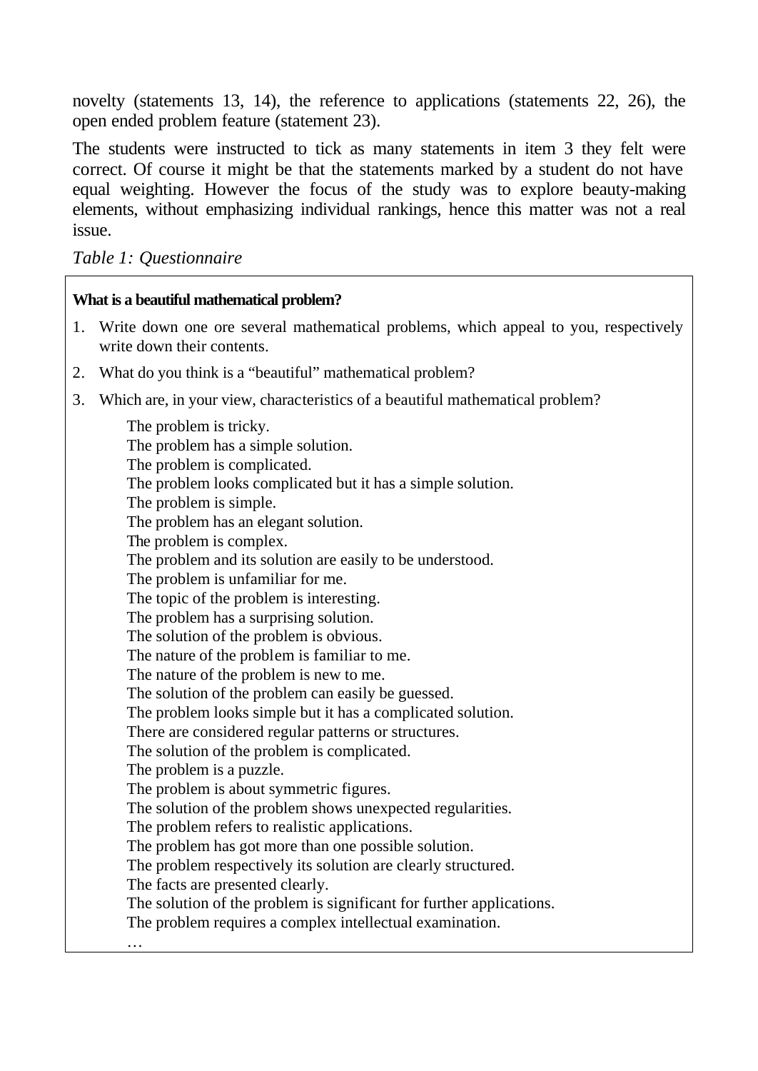novelty (statements 13, 14), the reference to applications (statements 22, 26), the open ended problem feature (statement 23).

The students were instructed to tick as many statements in item 3 they felt were correct. Of course it might be that the statements marked by a student do not have equal weighting. However the focus of the study was to explore beauty-making elements, without emphasizing individual rankings, hence this matter was not a real issue.

*Table 1: Questionnaire*

**What is a beautiful mathematical problem?**

1. Write down one ore several mathematical problems, which appeal to you, respectively write down their contents.
2. What do you think is a "beautiful" mathematical problem?
3. Which are, in your view, characteristics of a beautiful mathematical problem?

   The problem is tricky.  
   The problem has a simple solution.  
   The problem is complicated.  
   The problem looks complicated but it has a simple solution.  
   The problem is simple.  
   The problem has an elegant solution.  
   The problem is complex.  
   The problem and its solution are easily to be understood.  
   The problem is unfamiliar for me.  
   The topic of the problem is interesting.  
   The problem has a surprising solution.  
   The solution of the problem is obvious.  
   The nature of the problem is familiar to me.  
   The nature of the problem is new to me.  
   The solution of the problem can easily be guessed.  
   The problem looks simple but it has a complicated solution.  
   There are considered regular patterns or structures.  
   The solution of the problem is complicated.  
   The problem is a puzzle.  
   The problem is about symmetric figures.  
   The solution of the problem shows unexpected regularities.  
   The problem refers to realistic applications.  
   The problem has got more than one possible solution.  
   The problem respectively its solution are clearly structured.  
   The facts are presented clearly.  
   The solution of the problem is significant for further applications.  
   The problem requires a complex intellectual examination.  
   …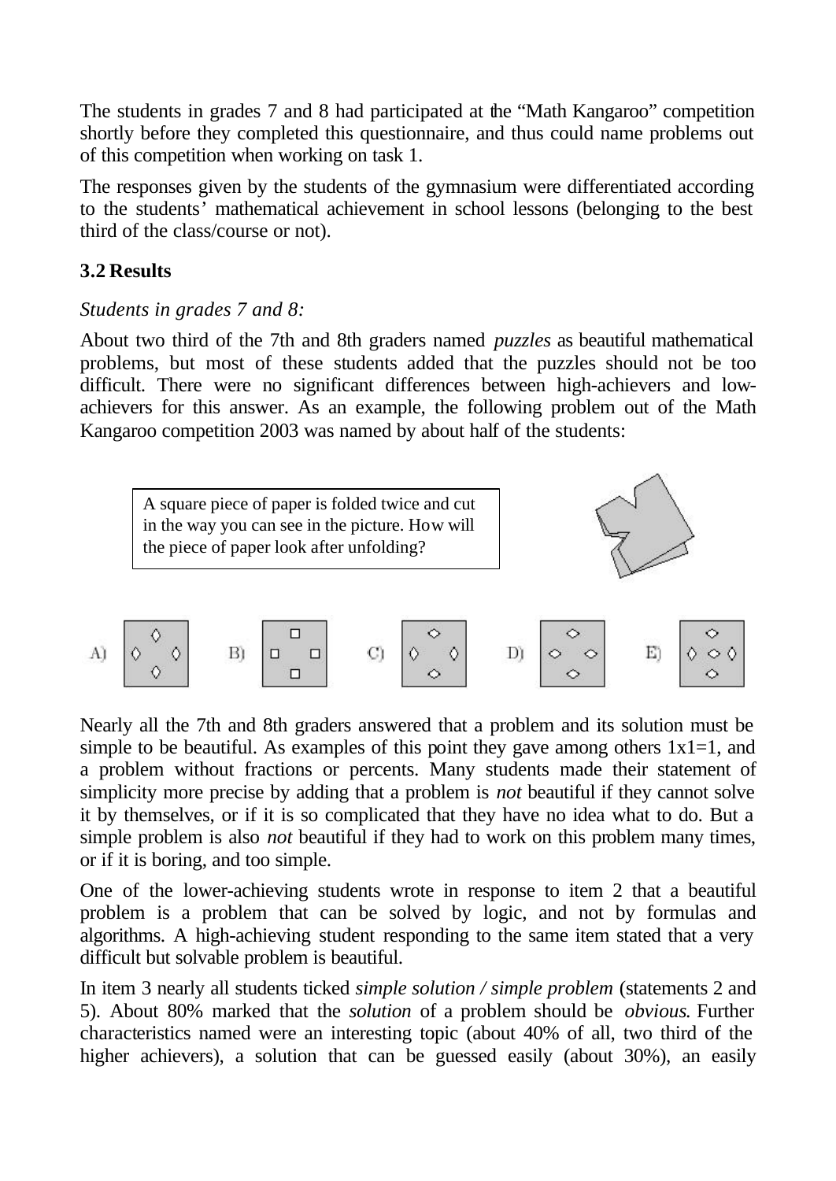The students in grades 7 and 8 had participated at the "Math Kangaroo" competition shortly before they completed this questionnaire, and thus could name problems out of this competition when working on task 1.

The responses given by the students of the gymnasium were differentiated according to the students' mathematical achievement in school lessons (belonging to the best third of the class/course or not).

### 3.2 Results

*Students in grades 7 and 8:*

About two third of the 7th and 8th graders named *puzzles* as beautiful mathematical problems, but most of these students added that the puzzles should not be too difficult. There were no significant differences between high-achievers and low-achievers for this answer. As an example, the following problem out of the Math Kangaroo competition 2003 was named by about half of the students:

> A square piece of paper is folded twice and cut in the way you can see in the picture. How will the piece of paper look after unfolding?

A) B) C) D) E)

Nearly all the 7th and 8th graders answered that a problem and its solution must be simple to be beautiful. As examples of this point they gave among others 1x1=1, and a problem without fractions or percents. Many students made their statement of simplicity more precise by adding that a problem is *not* beautiful if they cannot solve it by themselves, or if it is so complicated that they have no idea what to do. But a simple problem is also *not* beautiful if they had to work on this problem many times, or if it is boring, and too simple.

One of the lower-achieving students wrote in response to item 2 that a beautiful problem is a problem that can be solved by logic, and not by formulas and algorithms. A high-achieving student responding to the same item stated that a very difficult but solvable problem is beautiful.

In item 3 nearly all students ticked *simple solution / simple problem* (statements 2 and 5). About 80% marked that the *solution* of a problem should be *obvious*. Further characteristics named were an interesting topic (about 40% of all, two third of the higher achievers), a solution that can be guessed easily (about 30%), an easily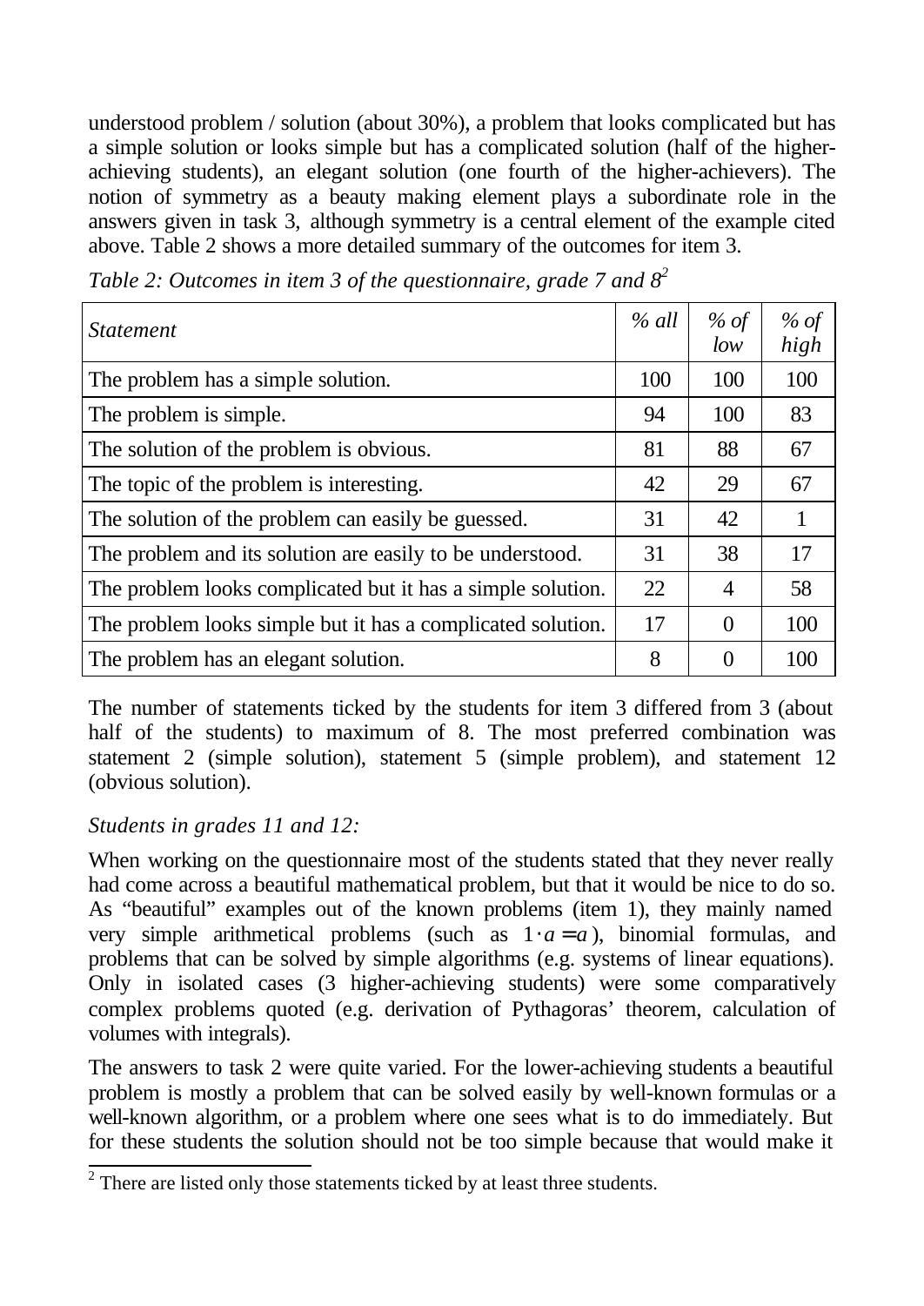understood problem / solution (about 30%), a problem that looks complicated but has a simple solution or looks simple but has a complicated solution (half of the higher-achieving students), an elegant solution (one fourth of the higher-achievers). The notion of symmetry as a beauty making element plays a subordinate role in the answers given in task 3, although symmetry is a central element of the example cited above. Table 2 shows a more detailed summary of the outcomes for item 3.

*Table 2: Outcomes in item 3 of the questionnaire, grade 7 and 8*[2]

| *Statement* | *% all* | *% of low* | *% of high* |
|---|---|---|---|
| The problem has a simple solution. | 100 | 100 | 100 |
| The problem is simple. | 94 | 100 | 83 |
| The solution of the problem is obvious. | 81 | 88 | 67 |
| The topic of the problem is interesting. | 42 | 29 | 67 |
| The solution of the problem can easily be guessed. | 31 | 42 | 1 |
| The problem and its solution are easily to be understood. | 31 | 38 | 17 |
| The problem looks complicated but it has a simple solution. | 22 | 4 | 58 |
| The problem looks simple but it has a complicated solution. | 17 | 0 | 100 |
| The problem has an elegant solution. | 8 | 0 | 100 |

The number of statements ticked by the students for item 3 differed from 3 (about half of the students) to maximum of 8. The most preferred combination was statement 2 (simple solution), statement 5 (simple problem), and statement 12 (obvious solution).

*Students in grades 11 and 12:*

When working on the questionnaire most of the students stated that they never really had come across a beautiful mathematical problem, but that it would be nice to do so. As "beautiful" examples out of the known problems (item 1), they mainly named very simple arithmetical problems (such as $1 \cdot a = a$), binomial formulas, and problems that can be solved by simple algorithms (e.g. systems of linear equations). Only in isolated cases (3 higher-achieving students) were some comparatively complex problems quoted (e.g. derivation of Pythagoras' theorem, calculation of volumes with integrals).

The answers to task 2 were quite varied. For the lower-achieving students a beautiful problem is mostly a problem that can be solved easily by well-known formulas or a well-known algorithm, or a problem where one sees what is to do immediately. But for these students the solution should not be too simple because that would make it

[2] There are listed only those statements ticked by at least three students.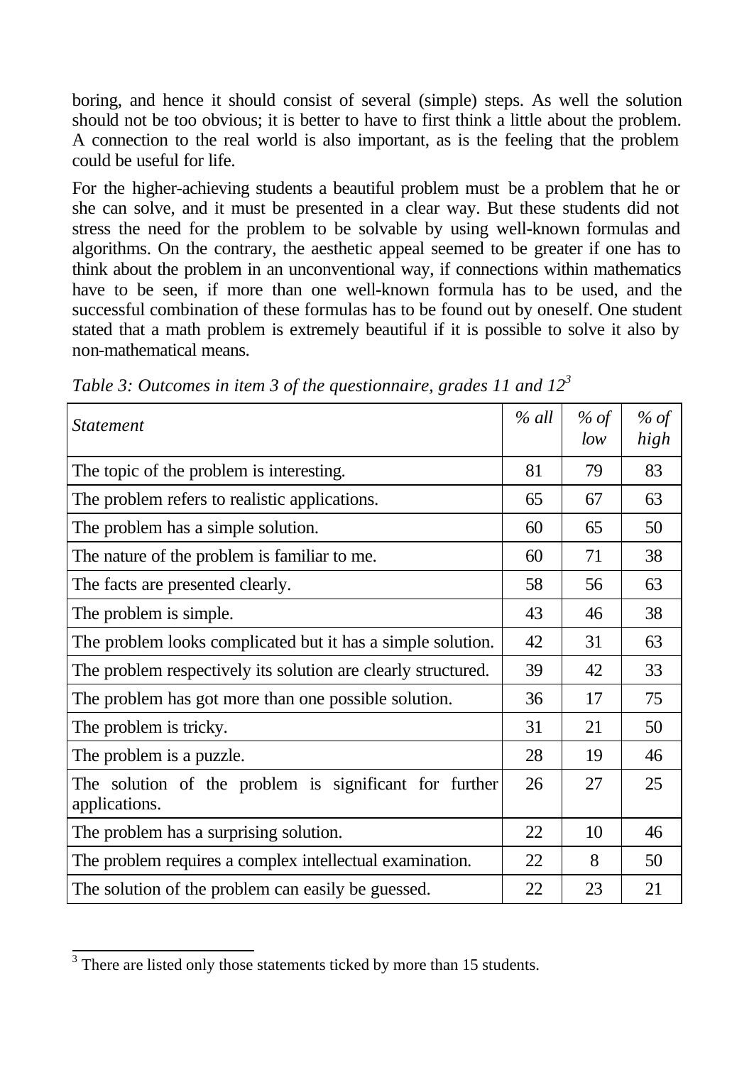boring, and hence it should consist of several (simple) steps. As well the solution should not be too obvious; it is better to have to first think a little about the problem. A connection to the real world is also important, as is the feeling that the problem could be useful for life.

For the higher-achieving students a beautiful problem must be a problem that he or she can solve, and it must be presented in a clear way. But these students did not stress the need for the problem to be solvable by using well-known formulas and algorithms. On the contrary, the aesthetic appeal seemed to be greater if one has to think about the problem in an unconventional way, if connections within mathematics have to be seen, if more than one well-known formula has to be used, and the successful combination of these formulas has to be found out by oneself. One student stated that a math problem is extremely beautiful if it is possible to solve it also by non-mathematical means.

*Table 3: Outcomes in item 3 of the questionnaire, grades 11 and 12*[3]

| *Statement* | *% all* | *% of low* | *% of high* |
|---|---|---|---|
| The topic of the problem is interesting. | 81 | 79 | 83 |
| The problem refers to realistic applications. | 65 | 67 | 63 |
| The problem has a simple solution. | 60 | 65 | 50 |
| The nature of the problem is familiar to me. | 60 | 71 | 38 |
| The facts are presented clearly. | 58 | 56 | 63 |
| The problem is simple. | 43 | 46 | 38 |
| The problem looks complicated but it has a simple solution. | 42 | 31 | 63 |
| The problem respectively its solution are clearly structured. | 39 | 42 | 33 |
| The problem has got more than one possible solution. | 36 | 17 | 75 |
| The problem is tricky. | 31 | 21 | 50 |
| The problem is a puzzle. | 28 | 19 | 46 |
| The solution of the problem is significant for further applications. | 26 | 27 | 25 |
| The problem has a surprising solution. | 22 | 10 | 46 |
| The problem requires a complex intellectual examination. | 22 | 8 | 50 |
| The solution of the problem can easily be guessed. | 22 | 23 | 21 |

[3] There are listed only those statements ticked by more than 15 students.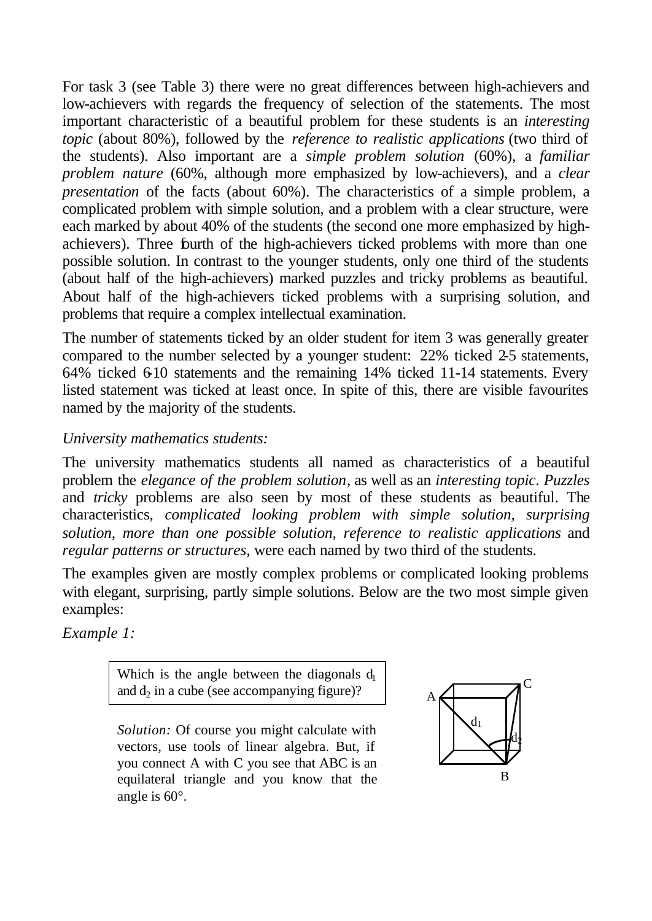For task 3 (see Table 3) there were no great differences between high-achievers and low-achievers with regards the frequency of selection of the statements. The most important characteristic of a beautiful problem for these students is an *interesting topic* (about 80%), followed by the *reference to realistic applications* (two third of the students). Also important are a *simple problem solution* (60%), a *familiar problem nature* (60%, although more emphasized by low-achievers), and a *clear presentation* of the facts (about 60%). The characteristics of a simple problem, a complicated problem with simple solution, and a problem with a clear structure, were each marked by about 40% of the students (the second one more emphasized by high-achievers). Three fourth of the high-achievers ticked problems with more than one possible solution. In contrast to the younger students, only one third of the students (about half of the high-achievers) marked puzzles and tricky problems as beautiful. About half of the high-achievers ticked problems with a surprising solution, and problems that require a complex intellectual examination.

The number of statements ticked by an older student for item 3 was generally greater compared to the number selected by a younger student: 22% ticked 2-5 statements, 64% ticked 6-10 statements and the remaining 14% ticked 11-14 statements. Every listed statement was ticked at least once. In spite of this, there are visible favourites named by the majority of the students.

*University mathematics students:*

The university mathematics students all named as characteristics of a beautiful problem the *elegance of the problem solution*, as well as an *interesting topic*. *Puzzles* and *tricky* problems are also seen by most of these students as beautiful. The characteristics, *complicated looking problem with simple solution, surprising solution, more than one possible solution, reference to realistic applications* and *regular patterns or structures,* were each named by two third of the students.

The examples given are mostly complex problems or complicated looking problems with elegant, surprising, partly simple solutions. Below are the two most simple given examples:

*Example 1:*

| Which is the angle between the diagonals $d_1$ and $d_2$ in a cube (see accompanying figure)? |
|---|

*Solution:* Of course you might calculate with vectors, use tools of linear algebra. But, if you connect A with C you see that ABC is an equilateral triangle and you know that the angle is 60°.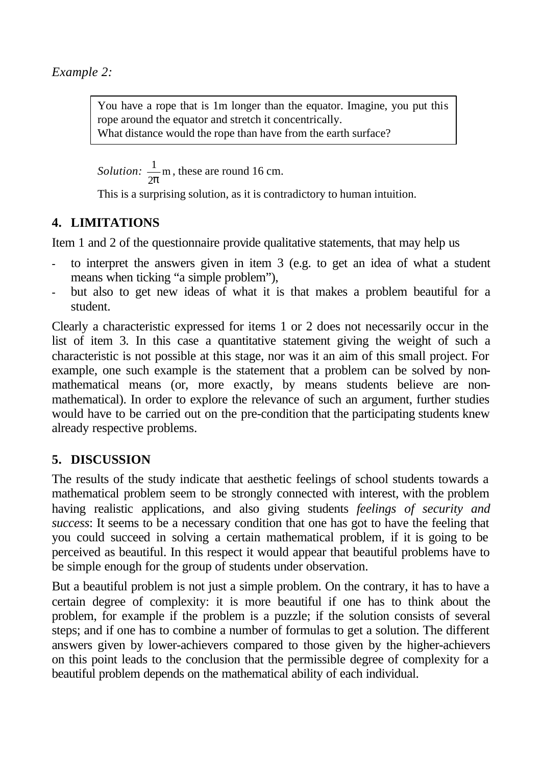*Example 2:*

> You have a rope that is 1m longer than the equator. Imagine, you put this rope around the equator and stretch it concentrically.
> What distance would the rope than have from the earth surface?

*Solution:* $\frac{1}{2\pi}$ m, these are round 16 cm.

This is a surprising solution, as it is contradictory to human intuition.

## 4. LIMITATIONS

Item 1 and 2 of the questionnaire provide qualitative statements, that may help us

- to interpret the answers given in item 3 (e.g. to get an idea of what a student means when ticking "a simple problem"),
- but also to get new ideas of what it is that makes a problem beautiful for a student.

Clearly a characteristic expressed for items 1 or 2 does not necessarily occur in the list of item 3. In this case a quantitative statement giving the weight of such a characteristic is not possible at this stage, nor was it an aim of this small project. For example, one such example is the statement that a problem can be solved by non-mathematical means (or, more exactly, by means students believe are non-mathematical). In order to explore the relevance of such an argument, further studies would have to be carried out on the pre-condition that the participating students knew already respective problems.

## 5. DISCUSSION

The results of the study indicate that aesthetic feelings of school students towards a mathematical problem seem to be strongly connected with interest, with the problem having realistic applications, and also giving students *feelings of security and success*: It seems to be a necessary condition that one has got to have the feeling that you could succeed in solving a certain mathematical problem, if it is going to be perceived as beautiful. In this respect it would appear that beautiful problems have to be simple enough for the group of students under observation.

But a beautiful problem is not just a simple problem. On the contrary, it has to have a certain degree of complexity: it is more beautiful if one has to think about the problem, for example if the problem is a puzzle; if the solution consists of several steps; and if one has to combine a number of formulas to get a solution. The different answers given by lower-achievers compared to those given by the higher-achievers on this point leads to the conclusion that the permissible degree of complexity for a beautiful problem depends on the mathematical ability of each individual.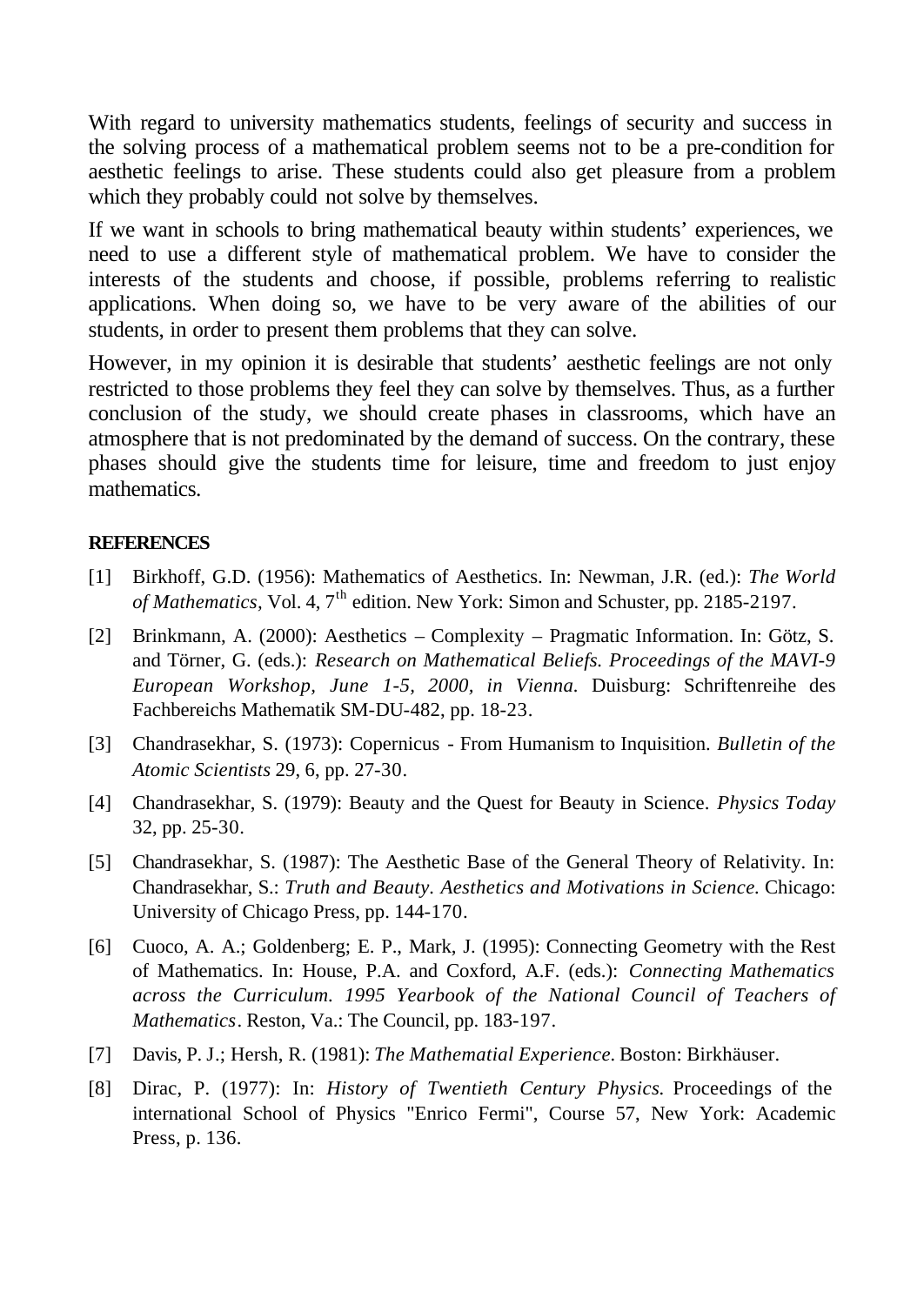With regard to university mathematics students, feelings of security and success in the solving process of a mathematical problem seems not to be a pre-condition for aesthetic feelings to arise. These students could also get pleasure from a problem which they probably could not solve by themselves.

If we want in schools to bring mathematical beauty within students' experiences, we need to use a different style of mathematical problem. We have to consider the interests of the students and choose, if possible, problems referring to realistic applications. When doing so, we have to be very aware of the abilities of our students, in order to present them problems that they can solve.

However, in my opinion it is desirable that students' aesthetic feelings are not only restricted to those problems they feel they can solve by themselves. Thus, as a further conclusion of the study, we should create phases in classrooms, which have an atmosphere that is not predominated by the demand of success. On the contrary, these phases should give the students time for leisure, time and freedom to just enjoy mathematics.

## REFERENCES

[1] Birkhoff, G.D. (1956): Mathematics of Aesthetics. In: Newman, J.R. (ed.): *The World of Mathematics*, Vol. 4, 7th edition. New York: Simon and Schuster, pp. 2185-2197.

[2] Brinkmann, A. (2000): Aesthetics – Complexity – Pragmatic Information. In: Götz, S. and Törner, G. (eds.): *Research on Mathematical Beliefs. Proceedings of the MAVI-9 European Workshop, June 1-5, 2000, in Vienna.* Duisburg: Schriftenreihe des Fachbereichs Mathematik SM-DU-482, pp. 18-23.

[3] Chandrasekhar, S. (1973): Copernicus - From Humanism to Inquisition. *Bulletin of the Atomic Scientists* 29, 6, pp. 27-30.

[4] Chandrasekhar, S. (1979): Beauty and the Quest for Beauty in Science. *Physics Today* 32, pp. 25-30.

[5] Chandrasekhar, S. (1987): The Aesthetic Base of the General Theory of Relativity. In: Chandrasekhar, S.: *Truth and Beauty. Aesthetics and Motivations in Science.* Chicago: University of Chicago Press, pp. 144-170.

[6] Cuoco, A. A.; Goldenberg; E. P., Mark, J. (1995): Connecting Geometry with the Rest of Mathematics. In: House, P.A. and Coxford, A.F. (eds.): *Connecting Mathematics across the Curriculum. 1995 Yearbook of the National Council of Teachers of Mathematics*. Reston, Va.: The Council, pp. 183-197.

[7] Davis, P. J.; Hersh, R. (1981): *The Mathematial Experience.* Boston: Birkhäuser.

[8] Dirac, P. (1977): In: *History of Twentieth Century Physics.* Proceedings of the international School of Physics "Enrico Fermi", Course 57, New York: Academic Press, p. 136.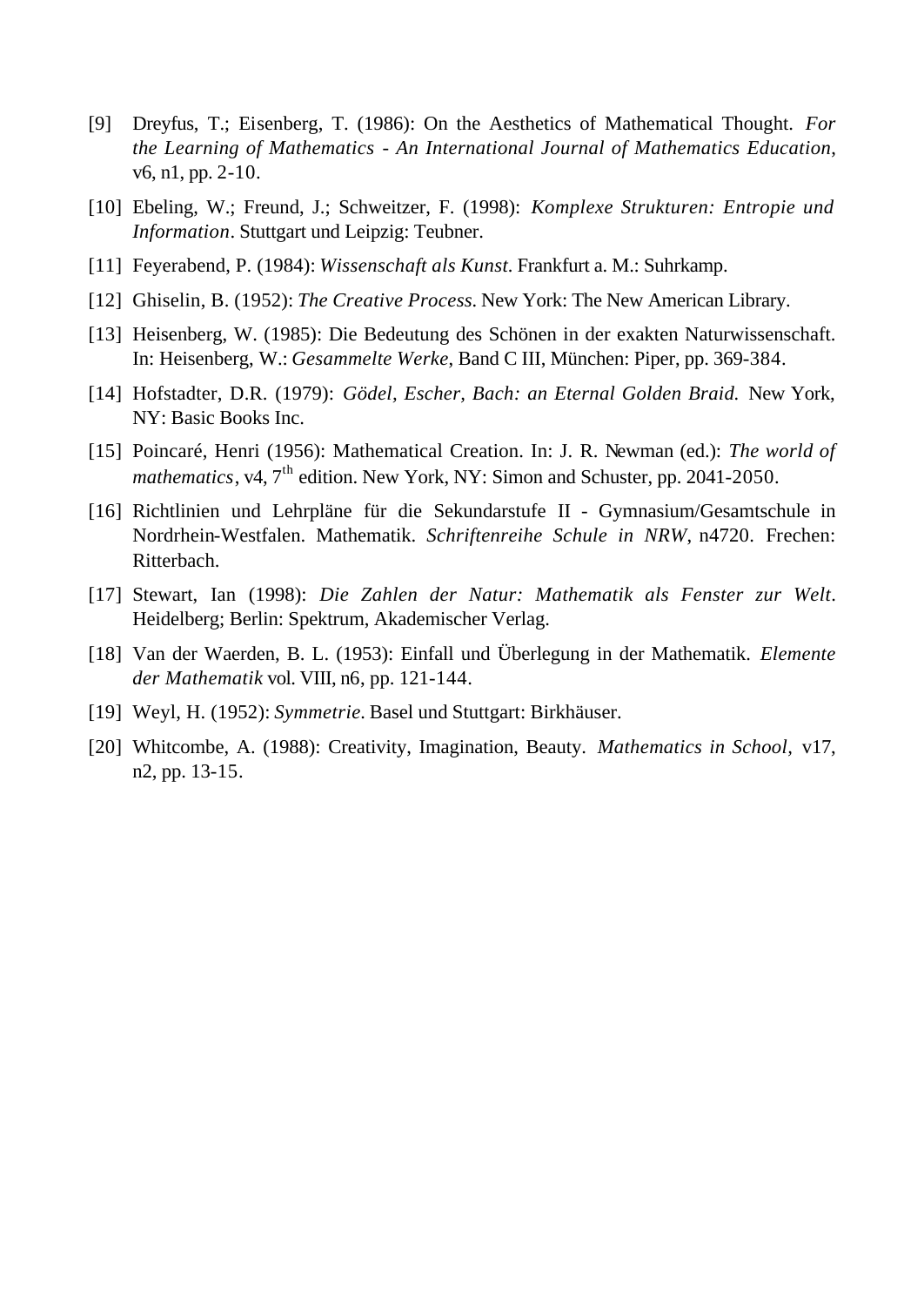[9] Dreyfus, T.; Eisenberg, T. (1986): On the Aesthetics of Mathematical Thought. *For the Learning of Mathematics - An International Journal of Mathematics Education*, v6, n1, pp. 2-10.

[10] Ebeling, W.; Freund, J.; Schweitzer, F. (1998): *Komplexe Strukturen: Entropie und Information*. Stuttgart und Leipzig: Teubner.

[11] Feyerabend, P. (1984): *Wissenschaft als Kunst*. Frankfurt a. M.: Suhrkamp.

[12] Ghiselin, B. (1952): *The Creative Process*. New York: The New American Library.

[13] Heisenberg, W. (1985): Die Bedeutung des Schönen in der exakten Naturwissenschaft. In: Heisenberg, W.: *Gesammelte Werke*, Band C III, München: Piper, pp. 369-384.

[14] Hofstadter, D.R. (1979): *Gödel, Escher, Bach: an Eternal Golden Braid.* New York, NY: Basic Books Inc.

[15] Poincaré, Henri (1956): Mathematical Creation. In: J. R. Newman (ed.): *The world of mathematics*, v4, 7th edition. New York, NY: Simon and Schuster, pp. 2041-2050.

[16] Richtlinien und Lehrpläne für die Sekundarstufe II - Gymnasium/Gesamtschule in Nordrhein-Westfalen. Mathematik. *Schriftenreihe Schule in NRW*, n4720. Frechen: Ritterbach.

[17] Stewart, Ian (1998): *Die Zahlen der Natur: Mathematik als Fenster zur Welt*. Heidelberg; Berlin: Spektrum, Akademischer Verlag.

[18] Van der Waerden, B. L. (1953): Einfall und Überlegung in der Mathematik. *Elemente der Mathematik* vol. VIII, n6, pp. 121-144.

[19] Weyl, H. (1952): *Symmetrie*. Basel und Stuttgart: Birkhäuser.

[20] Whitcombe, A. (1988): Creativity, Imagination, Beauty. *Mathematics in School*, v17, n2, pp. 13-15.